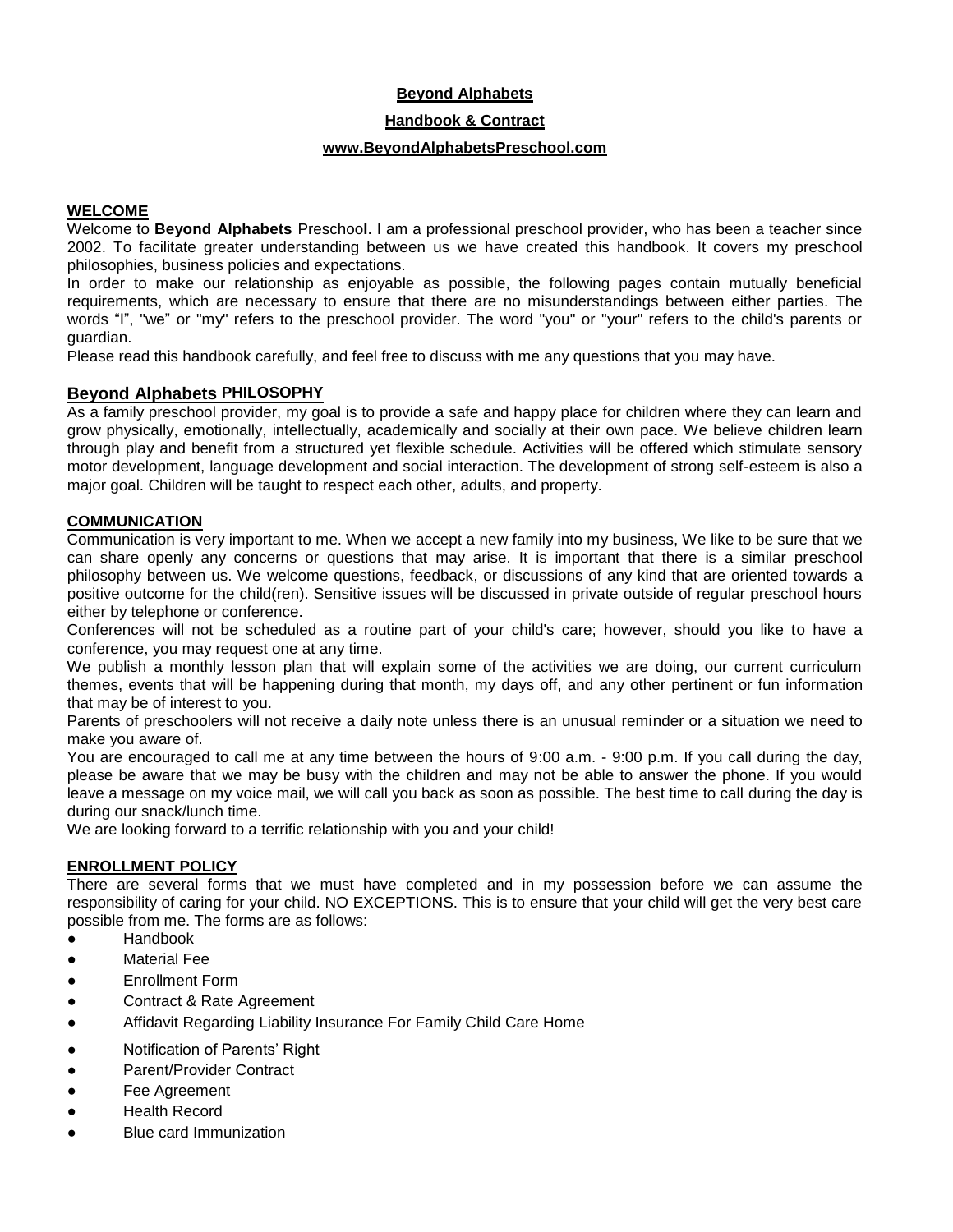# Beyond Alphabets

## Handbook & Contract

### www.BeyondAlphabetsPreschool.com

## WELCOME

Welcome to **Beyond Alphabets** Preschool. I am a professional preschool provider, who has been a teacher since 2002. To facilitate greater understanding between us we have created this handbook. It covers my preschool philosophies, business policies and expectations.

In order to make our relationship as enjoyable as possible, the following pages contain mutually beneficial requirements, which are necessary to ensure that there are no misunderstandings between either parties. The words "I", "we" or "my" refers to the preschool provider. The word "you" or "your" refers to the child's parents or guardian.

Please read this handbook carefully, and feel free to discuss with me any questions that you may have.

## Beyond Alphabets PHILOSOPHY

As a family preschool provider, my goal is to provide a safe and happy place for children where they can learn and grow physically, emotionally, intellectually, academically and socially at their own pace. We believe children learn through play and benefit from a structured yet flexible schedule. Activities will be offered which stimulate sensory motor development, language development and social interaction. The development of strong self-esteem is also a major goal. Children will be taught to respect each other, adults, and property.

## COMMUNICATION

Communication is very important to me. When we accept a new family into my business, We like to be sure that we can share openly any concerns or questions that may arise. It is important that there is a similar preschool philosophy between us. We welcome questions, feedback, or discussions of any kind that are oriented towards a positive outcome for the child(ren). Sensitive issues will be discussed in private outside of regular preschool hours either by telephone or conference.

Conferences will not be scheduled as a routine part of your child's care; however, should you like to have a conference, you may request one at any time.

We publish a monthly lesson plan that will explain some of the activities we are doing, our current curriculum themes, events that will be happening during that month, my days off, and any other pertinent or fun information that may be of interest to you.

Parents of preschoolers will not receive a daily note unless there is an unusual reminder or a situation we need to make you aware of.

You are encouraged to call me at any time between the hours of 9:00 a.m. - 9:00 p.m. If you call during the day, please be aware that we may be busy with the children and may not be able to answer the phone. If you would leave a message on my voice mail, we will call you back as soon as possible. The best time to call during the day is during our snack/lunch time.

We are looking forward to a terrific relationship with you and your child!

## ENROLLMENT POLICY

There are several forms that we must have completed and in my possession before we can assume the responsibility of caring for your child. NO EXCEPTIONS. This is to ensure that your child will get the very best care possible from me. The forms are as follows:

- Handbook
- Material Fee
- Enrollment Form
- Contract & Rate Agreement
- Affidavit Regarding Liability Insurance For Family Child Care Home
- Notification of Parents' Right
- Parent/Provider Contract
- Fee Agreement
- Health Record
- Blue card Immunization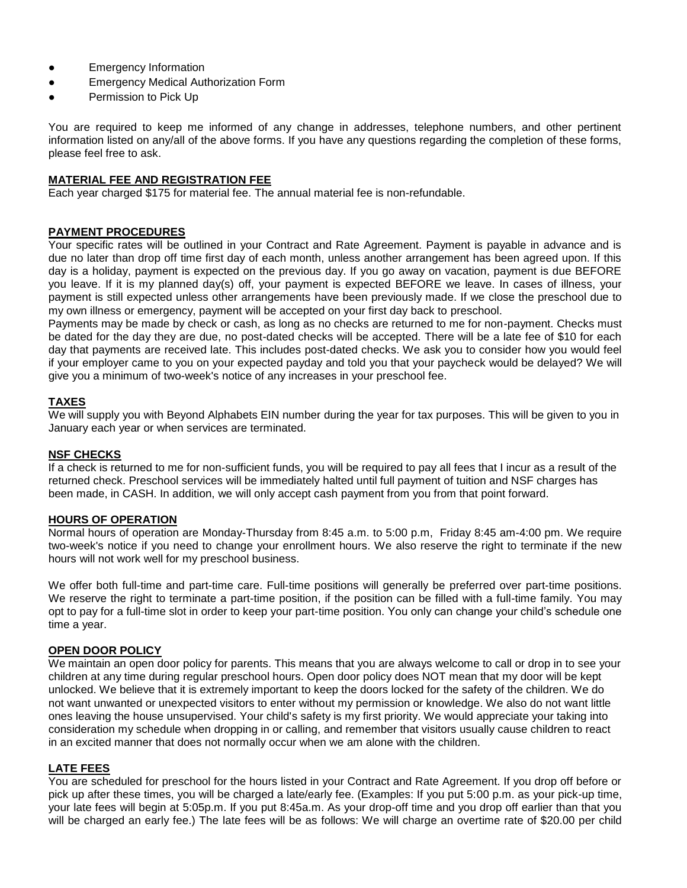- Emergency Information
- Emergency Medical Authorization Form
- Permission to Pick Up

You are required to keep me informed of any change in addresses, telephone numbers, and other pertinent information listed on any/all of the above forms. If you have any questions regarding the completion of these forms, please feel free to ask.

**MATERIAL FEE AND REGISTRATION FEE**

Each year charged $175 for material fee. The annual material fee is non-refundable.

**PAYMENT PROCEDURES**

Your specific rates will be outlined in your Contract and Rate Agreement. Payment is payable in advance and is due no later than drop off time first day of each month, unless another arrangement has been agreed upon. If this day is a holiday, payment is expected on the previous day. If you go away on vacation, payment is due BEFORE you leave. If it is my planned day(s) off, your payment is expected BEFORE we leave. In cases of illness, your payment is still expected unless other arrangements have been previously made. If we close the preschool due to my own illness or emergency, payment will be accepted on your first day back to preschool.

Payments may be made by check or cash, as long as no checks are returned to me for non-payment. Checks must be dated for the day they are due, no post-dated checks will be accepted. There will be a late fee of $10 for each day that payments are received late. This includes post-dated checks. We ask you to consider how you would feel if your employer came to you on your expected payday and told you that your paycheck would be delayed? We will give you a minimum of two-week's notice of any increases in your preschool fee.

**TAXES**

We will supply you with Beyond Alphabets EIN number during the year for tax purposes. This will be given to you in January each year or when services are terminated.

**NSF CHECKS**

If a check is returned to me for non-sufficient funds, you will be required to pay all fees that I incur as a result of the returned check. Preschool services will be immediately halted until full payment of tuition and NSF charges has been made, in CASH. In addition, we will only accept cash payment from you from that point forward.

**HOURS OF OPERATION**

Normal hours of operation are Monday-Thursday from 8:45 a.m. to 5:00 p.m, Friday 8:45 am-4:00 pm. We require two-week's notice if you need to change your enrollment hours. We also reserve the right to terminate if the new hours will not work well for my preschool business.

We offer both full-time and part-time care. Full-time positions will generally be preferred over part-time positions. We reserve the right to terminate a part-time position, if the position can be filled with a full-time family. You may opt to pay for a full-time slot in order to keep your part-time position. You only can change your child's schedule one time a year.

**OPEN DOOR POLICY**

We maintain an open door policy for parents. This means that you are always welcome to call or drop in to see your children at any time during regular preschool hours. Open door policy does NOT mean that my door will be kept unlocked. We believe that it is extremely important to keep the doors locked for the safety of the children. We do not want unwanted or unexpected visitors to enter without my permission or knowledge. We also do not want little ones leaving the house unsupervised. Your child's safety is my first priority. We would appreciate your taking into consideration my schedule when dropping in or calling, and remember that visitors usually cause children to react in an excited manner that does not normally occur when we am alone with the children.

**LATE FEES**

You are scheduled for preschool for the hours listed in your Contract and Rate Agreement. If you drop off before or pick up after these times, you will be charged a late/early fee. (Examples: If you put 5:00 p.m. as your pick-up time, your late fees will begin at 5:05p.m. If you put 8:45a.m. As your drop-off time and you drop off earlier than that you will be charged an early fee.) The late fees will be as follows: We will charge an overtime rate of $20.00 per child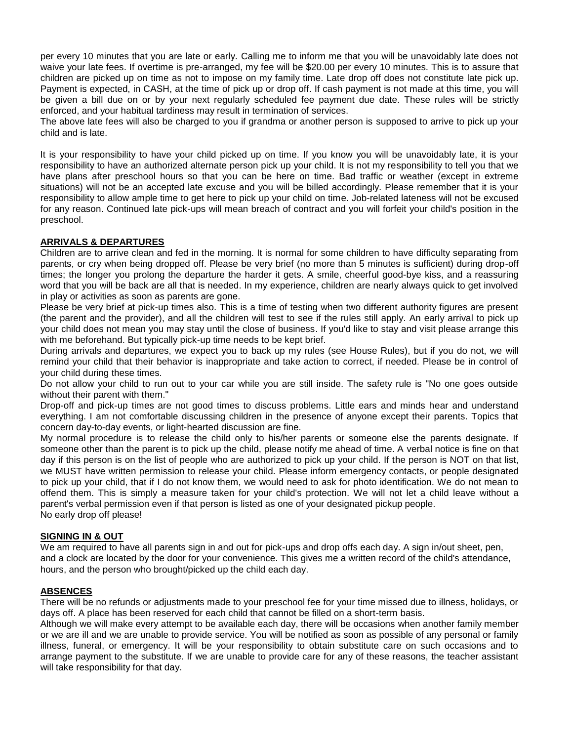per every 10 minutes that you are late or early. Calling me to inform me that you will be unavoidably late does not waive your late fees. If overtime is pre-arranged, my fee will be $20.00 per every 10 minutes. This is to assure that children are picked up on time as not to impose on my family time. Late drop off does not constitute late pick up. Payment is expected, in CASH, at the time of pick up or drop off. If cash payment is not made at this time, you will be given a bill due on or by your next regularly scheduled fee payment due date. These rules will be strictly enforced, and your habitual tardiness may result in termination of services.
The above late fees will also be charged to you if grandma or another person is supposed to arrive to pick up your child and is late.

It is your responsibility to have your child picked up on time. If you know you will be unavoidably late, it is your responsibility to have an authorized alternate person pick up your child. It is not my responsibility to tell you that we have plans after preschool hours so that you can be here on time. Bad traffic or weather (except in extreme situations) will not be an accepted late excuse and you will be billed accordingly. Please remember that it is your responsibility to allow ample time to get here to pick up your child on time. Job-related lateness will not be excused for any reason. Continued late pick-ups will mean breach of contract and you will forfeit your child's position in the preschool.

## ARRIVALS & DEPARTURES

Children are to arrive clean and fed in the morning. It is normal for some children to have difficulty separating from parents, or cry when being dropped off. Please be very brief (no more than 5 minutes is sufficient) during drop-off times; the longer you prolong the departure the harder it gets. A smile, cheerful good-bye kiss, and a reassuring word that you will be back are all that is needed. In my experience, children are nearly always quick to get involved in play or activities as soon as parents are gone.
Please be very brief at pick-up times also. This is a time of testing when two different authority figures are present (the parent and the provider), and all the children will test to see if the rules still apply. An early arrival to pick up your child does not mean you may stay until the close of business. If you'd like to stay and visit please arrange this with me beforehand. But typically pick-up time needs to be kept brief.
During arrivals and departures, we expect you to back up my rules (see House Rules), but if you do not, we will remind your child that their behavior is inappropriate and take action to correct, if needed. Please be in control of your child during these times.
Do not allow your child to run out to your car while you are still inside. The safety rule is "No one goes outside without their parent with them."
Drop-off and pick-up times are not good times to discuss problems. Little ears and minds hear and understand everything. I am not comfortable discussing children in the presence of anyone except their parents. Topics that concern day-to-day events, or light-hearted discussion are fine.
My normal procedure is to release the child only to his/her parents or someone else the parents designate. If someone other than the parent is to pick up the child, please notify me ahead of time. A verbal notice is fine on that day if this person is on the list of people who are authorized to pick up your child. If the person is NOT on that list, we MUST have written permission to release your child. Please inform emergency contacts, or people designated to pick up your child, that if I do not know them, we would need to ask for photo identification. We do not mean to offend them. This is simply a measure taken for your child's protection. We will not let a child leave without a parent's verbal permission even if that person is listed as one of your designated pickup people.
No early drop off please!

## SIGNING IN & OUT

We am required to have all parents sign in and out for pick-ups and drop offs each day. A sign in/out sheet, pen, and a clock are located by the door for your convenience. This gives me a written record of the child's attendance, hours, and the person who brought/picked up the child each day.

## ABSENCES

There will be no refunds or adjustments made to your preschool fee for your time missed due to illness, holidays, or days off. A place has been reserved for each child that cannot be filled on a short-term basis.
Although we will make every attempt to be available each day, there will be occasions when another family member or we are ill and we are unable to provide service. You will be notified as soon as possible of any personal or family illness, funeral, or emergency. It will be your responsibility to obtain substitute care on such occasions and to arrange payment to the substitute. If we are unable to provide care for any of these reasons, the teacher assistant will take responsibility for that day.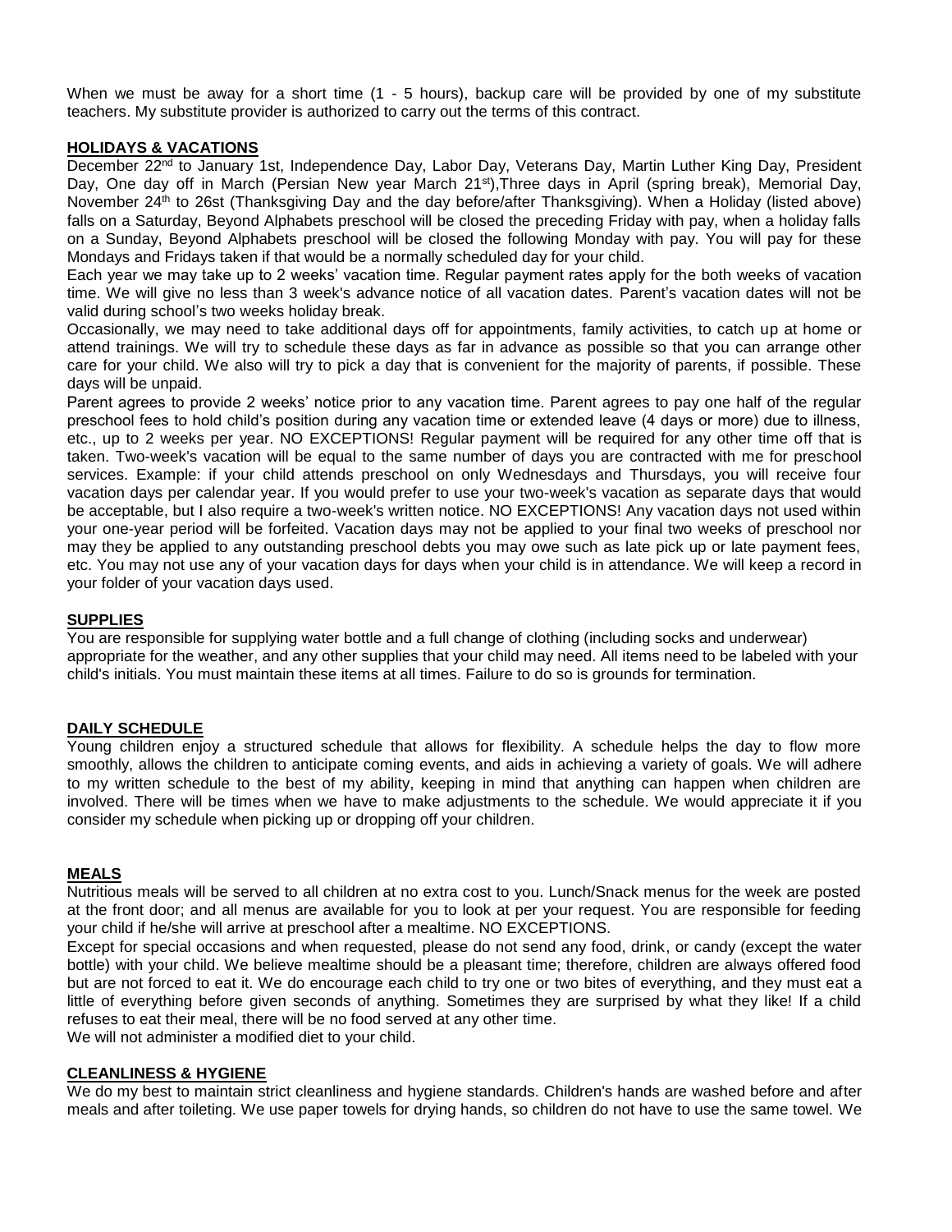When we must be away for a short time (1 - 5 hours), backup care will be provided by one of my substitute teachers. My substitute provider is authorized to carry out the terms of this contract.

## HOLIDAYS & VACATIONS

December 22nd to January 1st, Independence Day, Labor Day, Veterans Day, Martin Luther King Day, President Day, One day off in March (Persian New year March 21st),Three days in April (spring break), Memorial Day, November 24th to 26st (Thanksgiving Day and the day before/after Thanksgiving). When a Holiday (listed above) falls on a Saturday, Beyond Alphabets preschool will be closed the preceding Friday with pay, when a holiday falls on a Sunday, Beyond Alphabets preschool will be closed the following Monday with pay. You will pay for these Mondays and Fridays taken if that would be a normally scheduled day for your child.

Each year we may take up to 2 weeks' vacation time. Regular payment rates apply for the both weeks of vacation time. We will give no less than 3 week's advance notice of all vacation dates. Parent's vacation dates will not be valid during school's two weeks holiday break.

Occasionally, we may need to take additional days off for appointments, family activities, to catch up at home or attend trainings. We will try to schedule these days as far in advance as possible so that you can arrange other care for your child. We also will try to pick a day that is convenient for the majority of parents, if possible. These days will be unpaid.

Parent agrees to provide 2 weeks' notice prior to any vacation time. Parent agrees to pay one half of the regular preschool fees to hold child's position during any vacation time or extended leave (4 days or more) due to illness, etc., up to 2 weeks per year. NO EXCEPTIONS! Regular payment will be required for any other time off that is taken. Two-week's vacation will be equal to the same number of days you are contracted with me for preschool services. Example: if your child attends preschool on only Wednesdays and Thursdays, you will receive four vacation days per calendar year. If you would prefer to use your two-week's vacation as separate days that would be acceptable, but I also require a two-week's written notice. NO EXCEPTIONS! Any vacation days not used within your one-year period will be forfeited. Vacation days may not be applied to your final two weeks of preschool nor may they be applied to any outstanding preschool debts you may owe such as late pick up or late payment fees, etc. You may not use any of your vacation days for days when your child is in attendance. We will keep a record in your folder of your vacation days used.

## SUPPLIES

You are responsible for supplying water bottle and a full change of clothing (including socks and underwear) appropriate for the weather, and any other supplies that your child may need. All items need to be labeled with your child's initials. You must maintain these items at all times. Failure to do so is grounds for termination.

## DAILY SCHEDULE

Young children enjoy a structured schedule that allows for flexibility. A schedule helps the day to flow more smoothly, allows the children to anticipate coming events, and aids in achieving a variety of goals. We will adhere to my written schedule to the best of my ability, keeping in mind that anything can happen when children are involved. There will be times when we have to make adjustments to the schedule. We would appreciate it if you consider my schedule when picking up or dropping off your children.

## MEALS

Nutritious meals will be served to all children at no extra cost to you. Lunch/Snack menus for the week are posted at the front door; and all menus are available for you to look at per your request. You are responsible for feeding your child if he/she will arrive at preschool after a mealtime. NO EXCEPTIONS.

Except for special occasions and when requested, please do not send any food, drink, or candy (except the water bottle) with your child. We believe mealtime should be a pleasant time; therefore, children are always offered food but are not forced to eat it. We do encourage each child to try one or two bites of everything, and they must eat a little of everything before given seconds of anything. Sometimes they are surprised by what they like! If a child refuses to eat their meal, there will be no food served at any other time.

We will not administer a modified diet to your child.

## CLEANLINESS & HYGIENE

We do my best to maintain strict cleanliness and hygiene standards. Children's hands are washed before and after meals and after toileting. We use paper towels for drying hands, so children do not have to use the same towel. We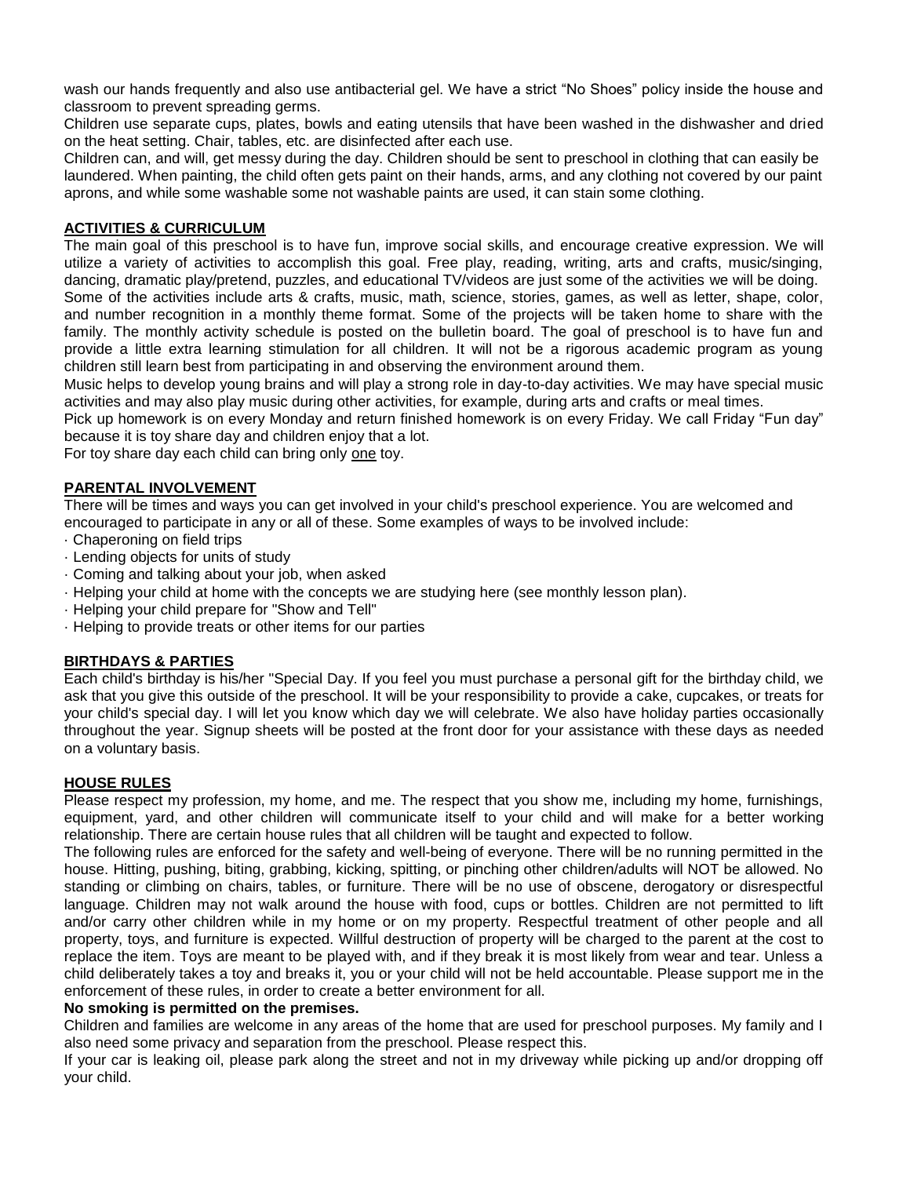wash our hands frequently and also use antibacterial gel. We have a strict "No Shoes" policy inside the house and classroom to prevent spreading germs.

Children use separate cups, plates, bowls and eating utensils that have been washed in the dishwasher and dried on the heat setting. Chair, tables, etc. are disinfected after each use.

Children can, and will, get messy during the day. Children should be sent to preschool in clothing that can easily be laundered. When painting, the child often gets paint on their hands, arms, and any clothing not covered by our paint aprons, and while some washable some not washable paints are used, it can stain some clothing.

## ACTIVITIES & CURRICULUM

The main goal of this preschool is to have fun, improve social skills, and encourage creative expression. We will utilize a variety of activities to accomplish this goal. Free play, reading, writing, arts and crafts, music/singing, dancing, dramatic play/pretend, puzzles, and educational TV/videos are just some of the activities we will be doing.

Some of the activities include arts & crafts, music, math, science, stories, games, as well as letter, shape, color, and number recognition in a monthly theme format. Some of the projects will be taken home to share with the family. The monthly activity schedule is posted on the bulletin board. The goal of preschool is to have fun and provide a little extra learning stimulation for all children. It will not be a rigorous academic program as young children still learn best from participating in and observing the environment around them.

Music helps to develop young brains and will play a strong role in day-to-day activities. We may have special music activities and may also play music during other activities, for example, during arts and crafts or meal times.

Pick up homework is on every Monday and return finished homework is on every Friday. We call Friday "Fun day" because it is toy share day and children enjoy that a lot.

For toy share day each child can bring only <u>one</u> toy.

## PARENTAL INVOLVEMENT

There will be times and ways you can get involved in your child's preschool experience. You are welcomed and encouraged to participate in any or all of these. Some examples of ways to be involved include:

- Chaperoning on field trips
- Lending objects for units of study
- Coming and talking about your job, when asked
- Helping your child at home with the concepts we are studying here (see monthly lesson plan).
- Helping your child prepare for "Show and Tell"
- Helping to provide treats or other items for our parties

## BIRTHDAYS & PARTIES

Each child's birthday is his/her "Special Day. If you feel you must purchase a personal gift for the birthday child, we ask that you give this outside of the preschool. It will be your responsibility to provide a cake, cupcakes, or treats for your child's special day. I will let you know which day we will celebrate. We also have holiday parties occasionally throughout the year. Signup sheets will be posted at the front door for your assistance with these days as needed on a voluntary basis.

## HOUSE RULES

Please respect my profession, my home, and me. The respect that you show me, including my home, furnishings, equipment, yard, and other children will communicate itself to your child and will make for a better working relationship. There are certain house rules that all children will be taught and expected to follow.

The following rules are enforced for the safety and well-being of everyone. There will be no running permitted in the house. Hitting, pushing, biting, grabbing, kicking, spitting, or pinching other children/adults will NOT be allowed. No standing or climbing on chairs, tables, or furniture. There will be no use of obscene, derogatory or disrespectful language. Children may not walk around the house with food, cups or bottles. Children are not permitted to lift and/or carry other children while in my home or on my property. Respectful treatment of other people and all property, toys, and furniture is expected. Willful destruction of property will be charged to the parent at the cost to replace the item. Toys are meant to be played with, and if they break it is most likely from wear and tear. Unless a child deliberately takes a toy and breaks it, you or your child will not be held accountable. Please support me in the enforcement of these rules, in order to create a better environment for all.

**No smoking is permitted on the premises.**

Children and families are welcome in any areas of the home that are used for preschool purposes. My family and I also need some privacy and separation from the preschool. Please respect this.

If your car is leaking oil, please park along the street and not in my driveway while picking up and/or dropping off your child.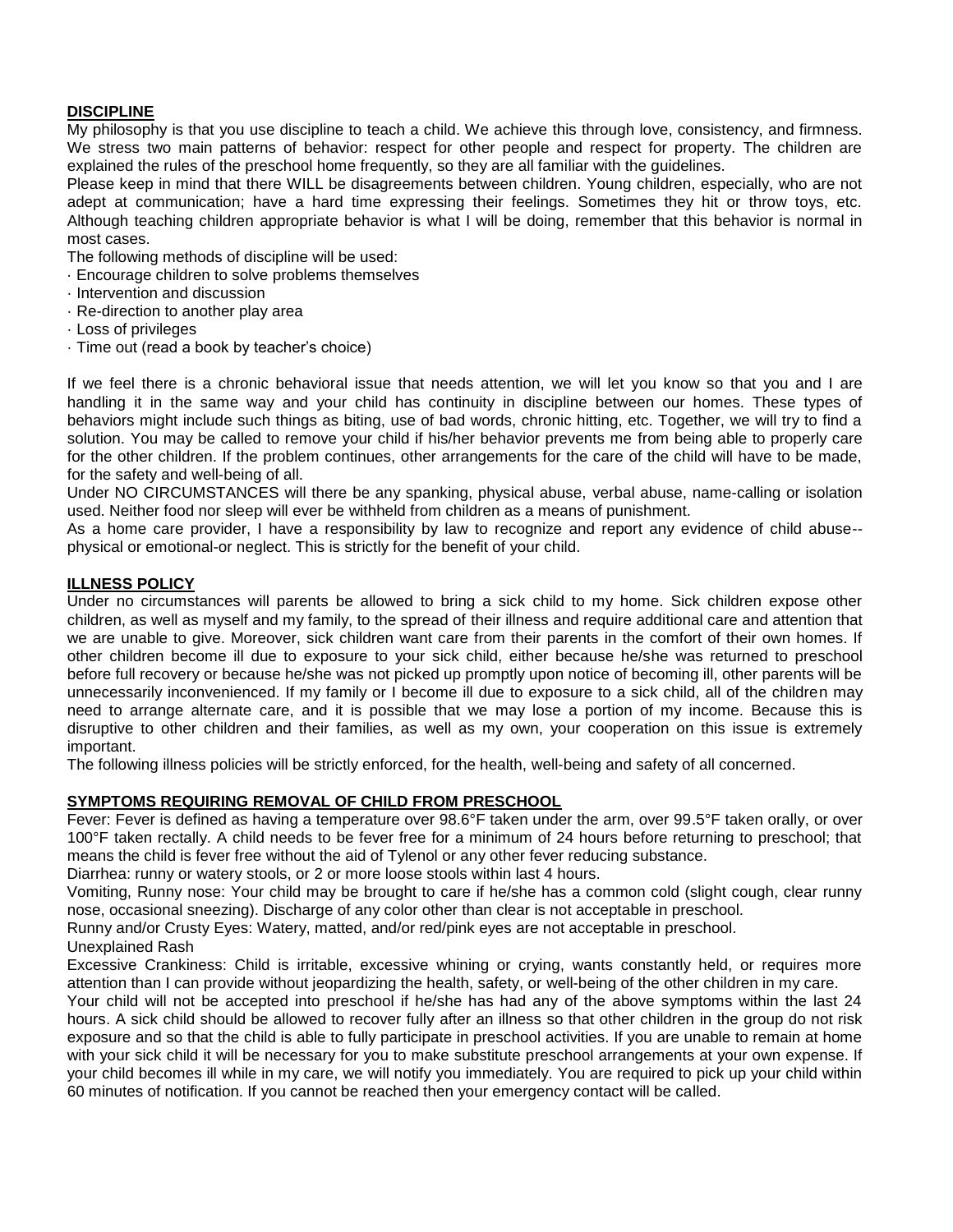## DISCIPLINE

My philosophy is that you use discipline to teach a child. We achieve this through love, consistency, and firmness. We stress two main patterns of behavior: respect for other people and respect for property. The children are explained the rules of the preschool home frequently, so they are all familiar with the guidelines.

Please keep in mind that there WILL be disagreements between children. Young children, especially, who are not adept at communication; have a hard time expressing their feelings. Sometimes they hit or throw toys, etc. Although teaching children appropriate behavior is what I will be doing, remember that this behavior is normal in most cases.

The following methods of discipline will be used:

- Encourage children to solve problems themselves
- Intervention and discussion
- Re-direction to another play area
- Loss of privileges
- Time out (read a book by teacher's choice)

If we feel there is a chronic behavioral issue that needs attention, we will let you know so that you and I are handling it in the same way and your child has continuity in discipline between our homes. These types of behaviors might include such things as biting, use of bad words, chronic hitting, etc. Together, we will try to find a solution. You may be called to remove your child if his/her behavior prevents me from being able to properly care for the other children. If the problem continues, other arrangements for the care of the child will have to be made, for the safety and well-being of all.

Under NO CIRCUMSTANCES will there be any spanking, physical abuse, verbal abuse, name-calling or isolation used. Neither food nor sleep will ever be withheld from children as a means of punishment.

As a home care provider, I have a responsibility by law to recognize and report any evidence of child abuse--physical or emotional-or neglect. This is strictly for the benefit of your child.

## ILLNESS POLICY

Under no circumstances will parents be allowed to bring a sick child to my home. Sick children expose other children, as well as myself and my family, to the spread of their illness and require additional care and attention that we are unable to give. Moreover, sick children want care from their parents in the comfort of their own homes. If other children become ill due to exposure to your sick child, either because he/she was returned to preschool before full recovery or because he/she was not picked up promptly upon notice of becoming ill, other parents will be unnecessarily inconvenienced. If my family or I become ill due to exposure to a sick child, all of the children may need to arrange alternate care, and it is possible that we may lose a portion of my income. Because this is disruptive to other children and their families, as well as my own, your cooperation on this issue is extremely important.

The following illness policies will be strictly enforced, for the health, well-being and safety of all concerned.

## SYMPTOMS REQUIRING REMOVAL OF CHILD FROM PRESCHOOL

Fever: Fever is defined as having a temperature over 98.6°F taken under the arm, over 99.5°F taken orally, or over 100°F taken rectally. A child needs to be fever free for a minimum of 24 hours before returning to preschool; that means the child is fever free without the aid of Tylenol or any other fever reducing substance.

Diarrhea: runny or watery stools, or 2 or more loose stools within last 4 hours.

Vomiting, Runny nose: Your child may be brought to care if he/she has a common cold (slight cough, clear runny nose, occasional sneezing). Discharge of any color other than clear is not acceptable in preschool.

Runny and/or Crusty Eyes: Watery, matted, and/or red/pink eyes are not acceptable in preschool.

Unexplained Rash

Excessive Crankiness: Child is irritable, excessive whining or crying, wants constantly held, or requires more attention than I can provide without jeopardizing the health, safety, or well-being of the other children in my care.

Your child will not be accepted into preschool if he/she has had any of the above symptoms within the last 24 hours. A sick child should be allowed to recover fully after an illness so that other children in the group do not risk exposure and so that the child is able to fully participate in preschool activities. If you are unable to remain at home with your sick child it will be necessary for you to make substitute preschool arrangements at your own expense. If your child becomes ill while in my care, we will notify you immediately. You are required to pick up your child within 60 minutes of notification. If you cannot be reached then your emergency contact will be called.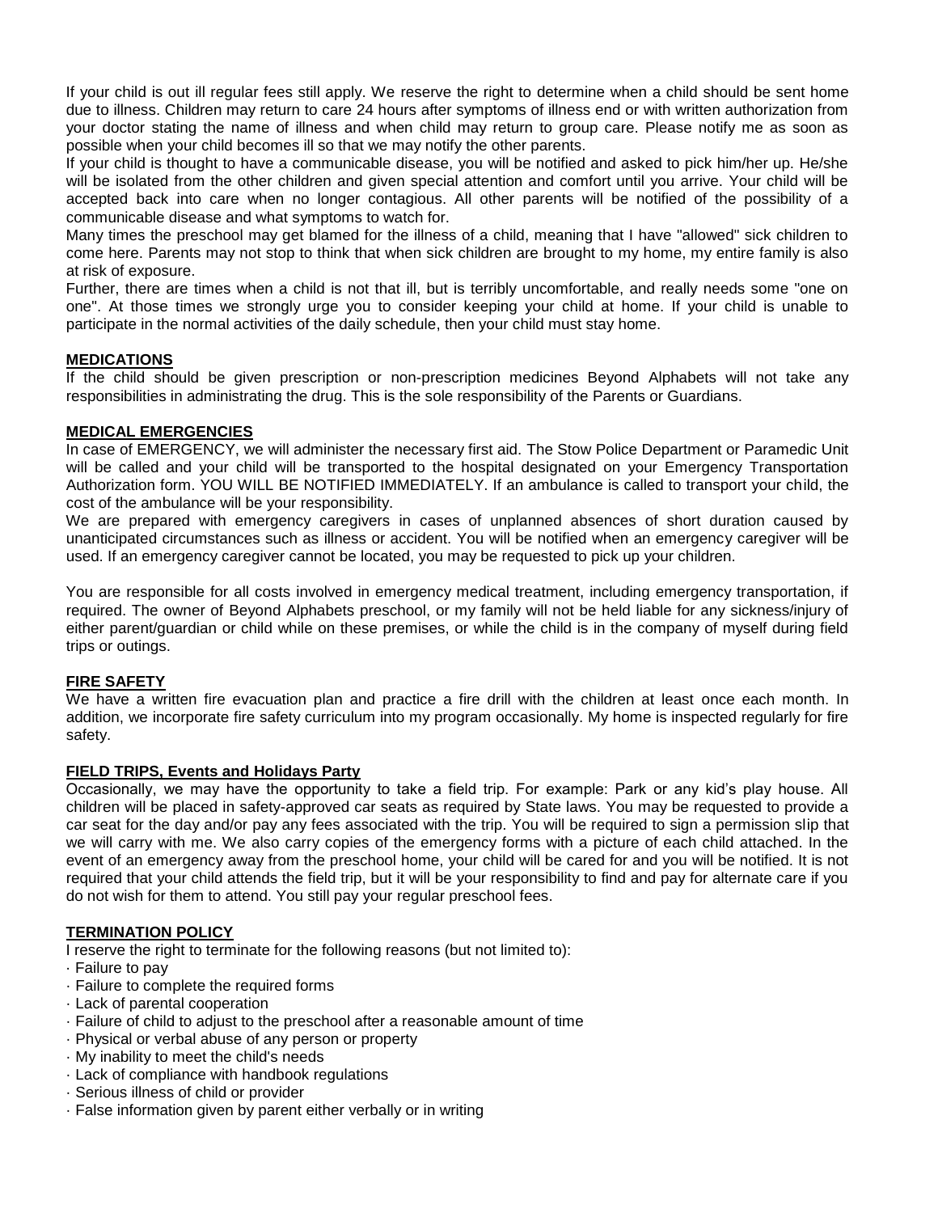If your child is out ill regular fees still apply. We reserve the right to determine when a child should be sent home due to illness. Children may return to care 24 hours after symptoms of illness end or with written authorization from your doctor stating the name of illness and when child may return to group care. Please notify me as soon as possible when your child becomes ill so that we may notify the other parents.

If your child is thought to have a communicable disease, you will be notified and asked to pick him/her up. He/she will be isolated from the other children and given special attention and comfort until you arrive. Your child will be accepted back into care when no longer contagious. All other parents will be notified of the possibility of a communicable disease and what symptoms to watch for.

Many times the preschool may get blamed for the illness of a child, meaning that I have "allowed" sick children to come here. Parents may not stop to think that when sick children are brought to my home, my entire family is also at risk of exposure.

Further, there are times when a child is not that ill, but is terribly uncomfortable, and really needs some "one on one". At those times we strongly urge you to consider keeping your child at home. If your child is unable to participate in the normal activities of the daily schedule, then your child must stay home.

## MEDICATIONS

If the child should be given prescription or non-prescription medicines Beyond Alphabets will not take any responsibilities in administrating the drug. This is the sole responsibility of the Parents or Guardians.

## MEDICAL EMERGENCIES

In case of EMERGENCY, we will administer the necessary first aid. The Stow Police Department or Paramedic Unit will be called and your child will be transported to the hospital designated on your Emergency Transportation Authorization form. YOU WILL BE NOTIFIED IMMEDIATELY. If an ambulance is called to transport your child, the cost of the ambulance will be your responsibility.

We are prepared with emergency caregivers in cases of unplanned absences of short duration caused by unanticipated circumstances such as illness or accident. You will be notified when an emergency caregiver will be used. If an emergency caregiver cannot be located, you may be requested to pick up your children.

You are responsible for all costs involved in emergency medical treatment, including emergency transportation, if required. The owner of Beyond Alphabets preschool, or my family will not be held liable for any sickness/injury of either parent/guardian or child while on these premises, or while the child is in the company of myself during field trips or outings.

## FIRE SAFETY

We have a written fire evacuation plan and practice a fire drill with the children at least once each month. In addition, we incorporate fire safety curriculum into my program occasionally. My home is inspected regularly for fire safety.

## FIELD TRIPS, Events and Holidays Party

Occasionally, we may have the opportunity to take a field trip. For example: Park or any kid's play house. All children will be placed in safety-approved car seats as required by State laws. You may be requested to provide a car seat for the day and/or pay any fees associated with the trip. You will be required to sign a permission slip that we will carry with me. We also carry copies of the emergency forms with a picture of each child attached. In the event of an emergency away from the preschool home, your child will be cared for and you will be notified. It is not required that your child attends the field trip, but it will be your responsibility to find and pay for alternate care if you do not wish for them to attend. You still pay your regular preschool fees.

## TERMINATION POLICY

I reserve the right to terminate for the following reasons (but not limited to):

- Failure to pay
- Failure to complete the required forms
- Lack of parental cooperation
- Failure of child to adjust to the preschool after a reasonable amount of time
- Physical or verbal abuse of any person or property
- My inability to meet the child's needs
- Lack of compliance with handbook regulations
- Serious illness of child or provider
- False information given by parent either verbally or in writing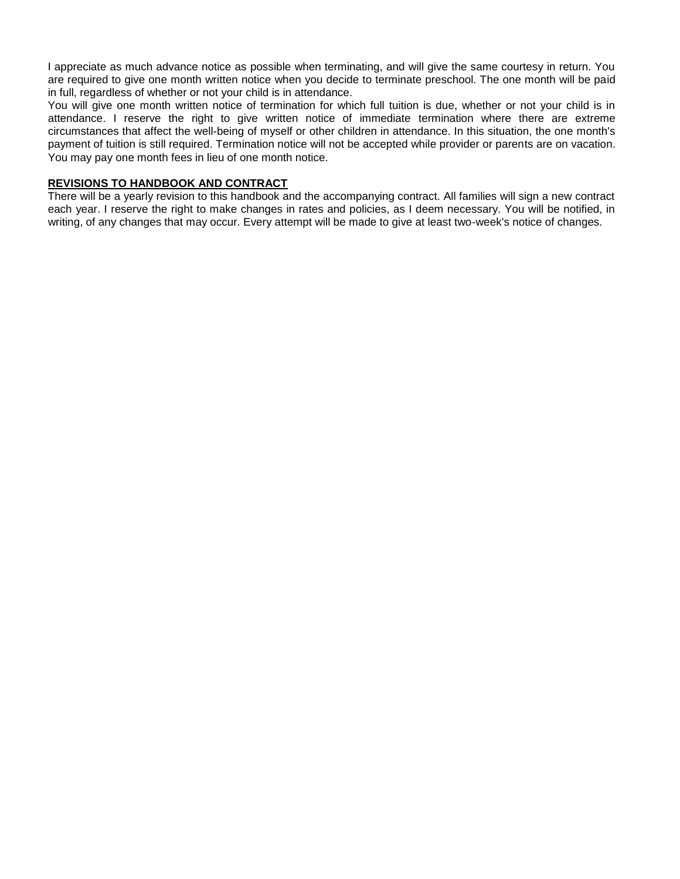I appreciate as much advance notice as possible when terminating, and will give the same courtesy in return. You are required to give one month written notice when you decide to terminate preschool. The one month will be paid in full, regardless of whether or not your child is in attendance.

You will give one month written notice of termination for which full tuition is due, whether or not your child is in attendance. I reserve the right to give written notice of immediate termination where there are extreme circumstances that affect the well-being of myself or other children in attendance. In this situation, the one month's payment of tuition is still required. Termination notice will not be accepted while provider or parents are on vacation. You may pay one month fees in lieu of one month notice.

**REVISIONS TO HANDBOOK AND CONTRACT**

There will be a yearly revision to this handbook and the accompanying contract. All families will sign a new contract each year. I reserve the right to make changes in rates and policies, as I deem necessary. You will be notified, in writing, of any changes that may occur. Every attempt will be made to give at least two-week's notice of changes.